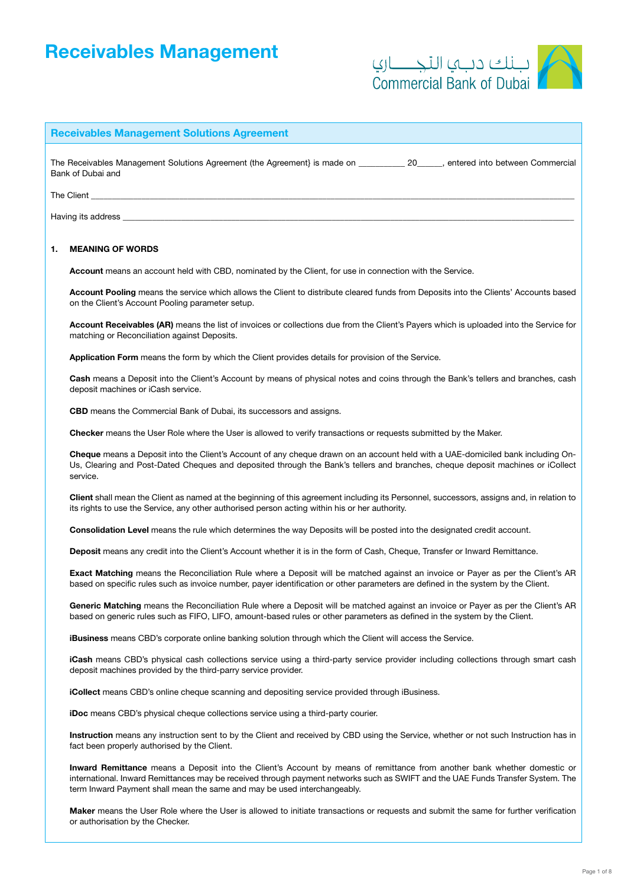# Receivables Management

بـنك دبـي التجـــاري
Commercial Bank of Dubai

## Receivables Management Solutions Agreement

The Receivables Management Solutions Agreement (the Agreement} is made on __________ 20_____, entered into between Commercial Bank of Dubai and

The Client ____________________________________________________________________________________________________

Having its address ______________________________________________________________________________________________

### 1. MEANING OF WORDS

**Account** means an account held with CBD, nominated by the Client, for use in connection with the Service.

**Account Pooling** means the service which allows the Client to distribute cleared funds from Deposits into the Clients' Accounts based on the Client's Account Pooling parameter setup.

**Account Receivables (AR)** means the list of invoices or collections due from the Client's Payers which is uploaded into the Service for matching or Reconciliation against Deposits.

**Application Form** means the form by which the Client provides details for provision of the Service.

**Cash** means a Deposit into the Client's Account by means of physical notes and coins through the Bank's tellers and branches, cash deposit machines or iCash service.

**CBD** means the Commercial Bank of Dubai, its successors and assigns.

**Checker** means the User Role where the User is allowed to verify transactions or requests submitted by the Maker.

**Cheque** means a Deposit into the Client's Account of any cheque drawn on an account held with a UAE-domiciled bank including On-Us, Clearing and Post-Dated Cheques and deposited through the Bank's tellers and branches, cheque deposit machines or iCollect service.

**Client** shall mean the Client as named at the beginning of this agreement including its Personnel, successors, assigns and, in relation to its rights to use the Service, any other authorised person acting within his or her authority.

**Consolidation Level** means the rule which determines the way Deposits will be posted into the designated credit account.

**Deposit** means any credit into the Client's Account whether it is in the form of Cash, Cheque, Transfer or Inward Remittance.

**Exact Matching** means the Reconciliation Rule where a Deposit will be matched against an invoice or Payer as per the Client's AR based on specific rules such as invoice number, payer identification or other parameters are defined in the system by the Client.

**Generic Matching** means the Reconciliation Rule where a Deposit will be matched against an invoice or Payer as per the Client's AR based on generic rules such as FIFO, LIFO, amount-based rules or other parameters as defined in the system by the Client.

**iBusiness** means CBD's corporate online banking solution through which the Client will access the Service.

**iCash** means CBD's physical cash collections service using a third-party service provider including collections through smart cash deposit machines provided by the third-parry service provider.

**iCollect** means CBD's online cheque scanning and depositing service provided through iBusiness.

**iDoc** means CBD's physical cheque collections service using a third-party courier.

**Instruction** means any instruction sent to by the Client and received by CBD using the Service, whether or not such Instruction has in fact been properly authorised by the Client.

**Inward Remittance** means a Deposit into the Client's Account by means of remittance from another bank whether domestic or international. Inward Remittances may be received through payment networks such as SWIFT and the UAE Funds Transfer System. The term Inward Payment shall mean the same and may be used interchangeably.

**Maker** means the User Role where the User is allowed to initiate transactions or requests and submit the same for further verification or authorisation by the Checker.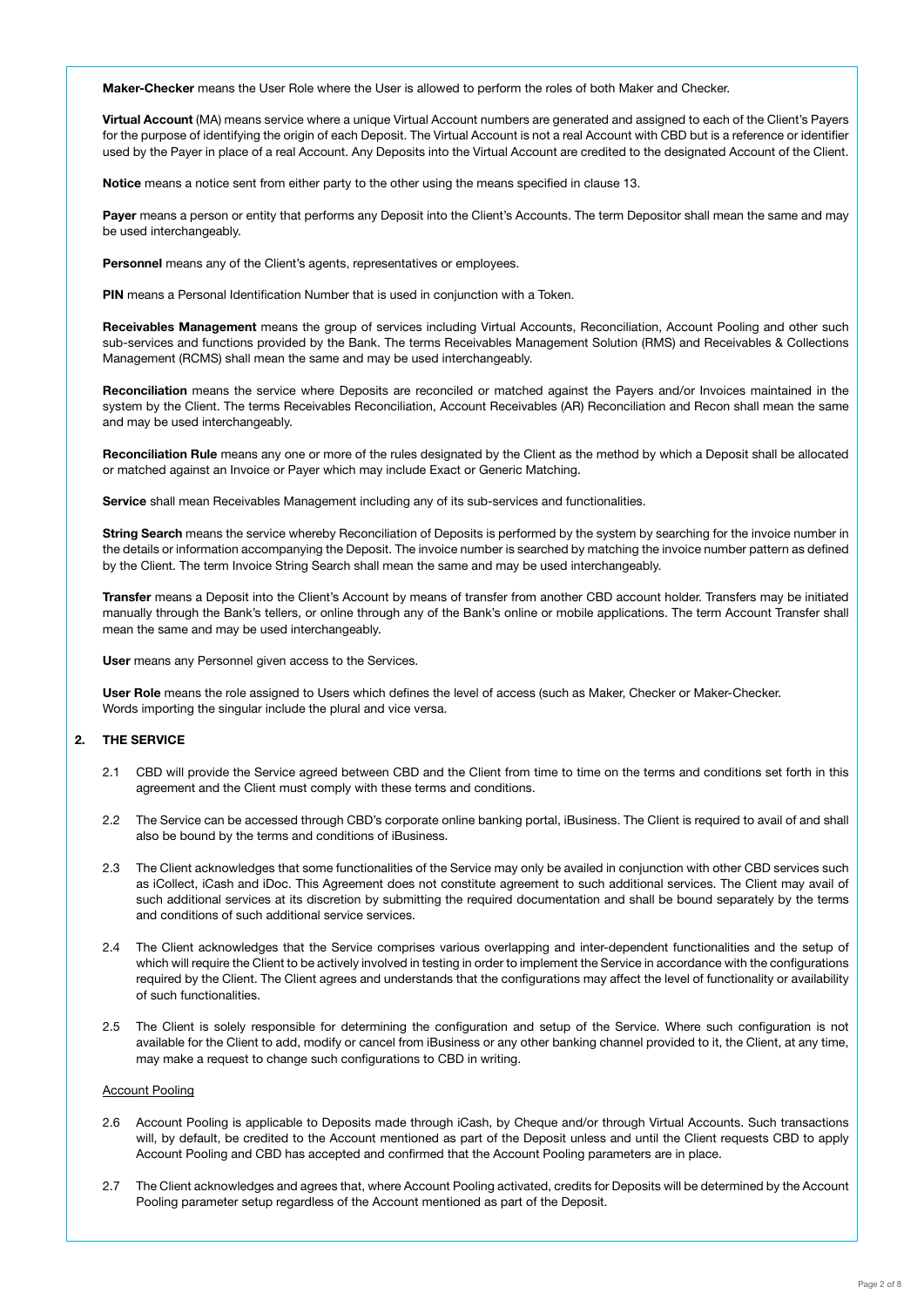**Maker-Checker** means the User Role where the User is allowed to perform the roles of both Maker and Checker.

**Virtual Account** (MA) means service where a unique Virtual Account numbers are generated and assigned to each of the Client's Payers for the purpose of identifying the origin of each Deposit. The Virtual Account is not a real Account with CBD but is a reference or identifier used by the Payer in place of a real Account. Any Deposits into the Virtual Account are credited to the designated Account of the Client.

**Notice** means a notice sent from either party to the other using the means specified in clause 13.

**Payer** means a person or entity that performs any Deposit into the Client's Accounts. The term Depositor shall mean the same and may be used interchangeably.

**Personnel** means any of the Client's agents, representatives or employees.

**PIN** means a Personal Identification Number that is used in conjunction with a Token.

**Receivables Management** means the group of services including Virtual Accounts, Reconciliation, Account Pooling and other such sub-services and functions provided by the Bank. The terms Receivables Management Solution (RMS) and Receivables & Collections Management (RCMS) shall mean the same and may be used interchangeably.

**Reconciliation** means the service where Deposits are reconciled or matched against the Payers and/or Invoices maintained in the system by the Client. The terms Receivables Reconciliation, Account Receivables (AR) Reconciliation and Recon shall mean the same and may be used interchangeably.

**Reconciliation Rule** means any one or more of the rules designated by the Client as the method by which a Deposit shall be allocated or matched against an Invoice or Payer which may include Exact or Generic Matching.

**Service** shall mean Receivables Management including any of its sub-services and functionalities.

**String Search** means the service whereby Reconciliation of Deposits is performed by the system by searching for the invoice number in the details or information accompanying the Deposit. The invoice number is searched by matching the invoice number pattern as defined by the Client. The term Invoice String Search shall mean the same and may be used interchangeably.

**Transfer** means a Deposit into the Client's Account by means of transfer from another CBD account holder. Transfers may be initiated manually through the Bank's tellers, or online through any of the Bank's online or mobile applications. The term Account Transfer shall mean the same and may be used interchangeably.

**User** means any Personnel given access to the Services.

**User Role** means the role assigned to Users which defines the level of access (such as Maker, Checker or Maker-Checker.
Words importing the singular include the plural and vice versa.

## 2. THE SERVICE

2.1 CBD will provide the Service agreed between CBD and the Client from time to time on the terms and conditions set forth in this agreement and the Client must comply with these terms and conditions.

2.2 The Service can be accessed through CBD's corporate online banking portal, iBusiness. The Client is required to avail of and shall also be bound by the terms and conditions of iBusiness.

2.3 The Client acknowledges that some functionalities of the Service may only be availed in conjunction with other CBD services such as iCollect, iCash and iDoc. This Agreement does not constitute agreement to such additional services. The Client may avail of such additional services at its discretion by submitting the required documentation and shall be bound separately by the terms and conditions of such additional service services.

2.4 The Client acknowledges that the Service comprises various overlapping and inter-dependent functionalities and the setup of which will require the Client to be actively involved in testing in order to implement the Service in accordance with the configurations required by the Client. The Client agrees and understands that the configurations may affect the level of functionality or availability of such functionalities.

2.5 The Client is solely responsible for determining the configuration and setup of the Service. Where such configuration is not available for the Client to add, modify or cancel from iBusiness or any other banking channel provided to it, the Client, at any time, may make a request to change such configurations to CBD in writing.

Account Pooling

2.6 Account Pooling is applicable to Deposits made through iCash, by Cheque and/or through Virtual Accounts. Such transactions will, by default, be credited to the Account mentioned as part of the Deposit unless and until the Client requests CBD to apply Account Pooling and CBD has accepted and confirmed that the Account Pooling parameters are in place.

2.7 The Client acknowledges and agrees that, where Account Pooling activated, credits for Deposits will be determined by the Account Pooling parameter setup regardless of the Account mentioned as part of the Deposit.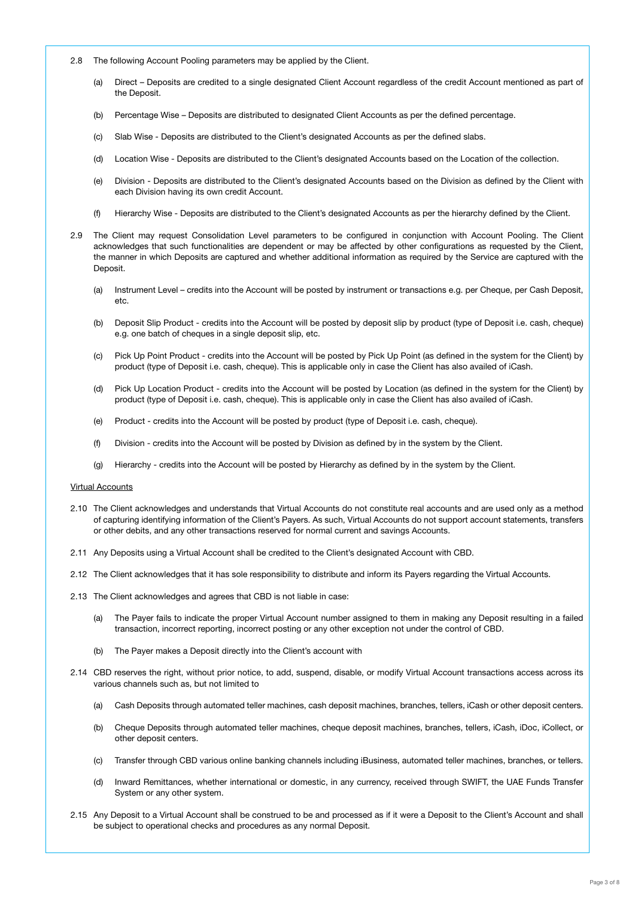2.8 The following Account Pooling parameters may be applied by the Client.

(a) Direct – Deposits are credited to a single designated Client Account regardless of the credit Account mentioned as part of the Deposit.

(b) Percentage Wise – Deposits are distributed to designated Client Accounts as per the defined percentage.

(c) Slab Wise - Deposits are distributed to the Client's designated Accounts as per the defined slabs.

(d) Location Wise - Deposits are distributed to the Client's designated Accounts based on the Location of the collection.

(e) Division - Deposits are distributed to the Client's designated Accounts based on the Division as defined by the Client with each Division having its own credit Account.

(f) Hierarchy Wise - Deposits are distributed to the Client's designated Accounts as per the hierarchy defined by the Client.

2.9 The Client may request Consolidation Level parameters to be configured in conjunction with Account Pooling. The Client acknowledges that such functionalities are dependent or may be affected by other configurations as requested by the Client, the manner in which Deposits are captured and whether additional information as required by the Service are captured with the Deposit.

(a) Instrument Level – credits into the Account will be posted by instrument or transactions e.g. per Cheque, per Cash Deposit, etc.

(b) Deposit Slip Product - credits into the Account will be posted by deposit slip by product (type of Deposit i.e. cash, cheque) e.g. one batch of cheques in a single deposit slip, etc.

(c) Pick Up Point Product - credits into the Account will be posted by Pick Up Point (as defined in the system for the Client) by product (type of Deposit i.e. cash, cheque). This is applicable only in case the Client has also availed of iCash.

(d) Pick Up Location Product - credits into the Account will be posted by Location (as defined in the system for the Client) by product (type of Deposit i.e. cash, cheque). This is applicable only in case the Client has also availed of iCash.

(e) Product - credits into the Account will be posted by product (type of Deposit i.e. cash, cheque).

(f) Division - credits into the Account will be posted by Division as defined by in the system by the Client.

(g) Hierarchy - credits into the Account will be posted by Hierarchy as defined by in the system by the Client.

<u>Virtual Accounts</u>

2.10 The Client acknowledges and understands that Virtual Accounts do not constitute real accounts and are used only as a method of capturing identifying information of the Client's Payers. As such, Virtual Accounts do not support account statements, transfers or other debits, and any other transactions reserved for normal current and savings Accounts.

2.11 Any Deposits using a Virtual Account shall be credited to the Client's designated Account with CBD.

2.12 The Client acknowledges that it has sole responsibility to distribute and inform its Payers regarding the Virtual Accounts.

2.13 The Client acknowledges and agrees that CBD is not liable in case:

(a) The Payer fails to indicate the proper Virtual Account number assigned to them in making any Deposit resulting in a failed transaction, incorrect reporting, incorrect posting or any other exception not under the control of CBD.

(b) The Payer makes a Deposit directly into the Client's account with

2.14 CBD reserves the right, without prior notice, to add, suspend, disable, or modify Virtual Account transactions access across its various channels such as, but not limited to

(a) Cash Deposits through automated teller machines, cash deposit machines, branches, tellers, iCash or other deposit centers.

(b) Cheque Deposits through automated teller machines, cheque deposit machines, branches, tellers, iCash, iDoc, iCollect, or other deposit centers.

(c) Transfer through CBD various online banking channels including iBusiness, automated teller machines, branches, or tellers.

(d) Inward Remittances, whether international or domestic, in any currency, received through SWIFT, the UAE Funds Transfer System or any other system.

2.15 Any Deposit to a Virtual Account shall be construed to be and processed as if it were a Deposit to the Client's Account and shall be subject to operational checks and procedures as any normal Deposit.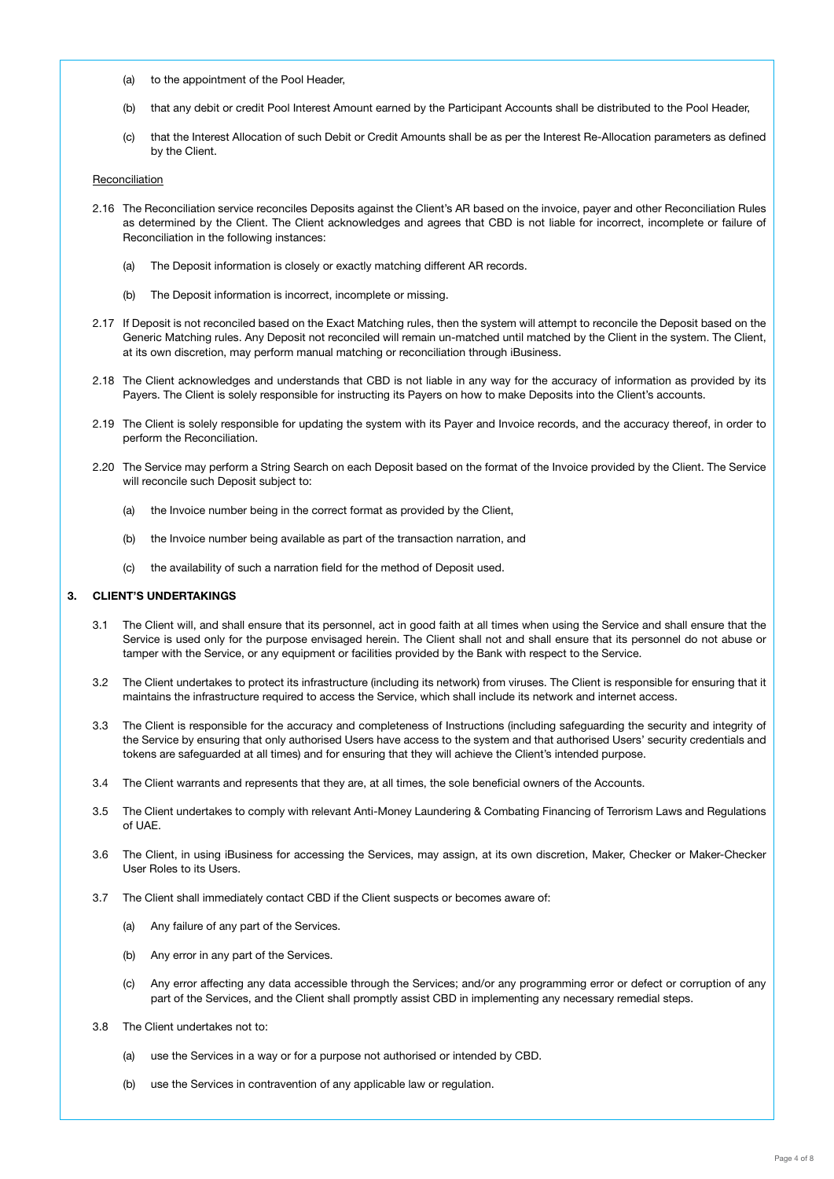(a) to the appointment of the Pool Header,

(b) that any debit or credit Pool Interest Amount earned by the Participant Accounts shall be distributed to the Pool Header,

(c) that the Interest Allocation of such Debit or Credit Amounts shall be as per the Interest Re-Allocation parameters as defined by the Client.

Reconciliation

2.16 The Reconciliation service reconciles Deposits against the Client's AR based on the invoice, payer and other Reconciliation Rules as determined by the Client. The Client acknowledges and agrees that CBD is not liable for incorrect, incomplete or failure of Reconciliation in the following instances:

(a) The Deposit information is closely or exactly matching different AR records.

(b) The Deposit information is incorrect, incomplete or missing.

2.17 If Deposit is not reconciled based on the Exact Matching rules, then the system will attempt to reconcile the Deposit based on the Generic Matching rules. Any Deposit not reconciled will remain un-matched until matched by the Client in the system. The Client, at its own discretion, may perform manual matching or reconciliation through iBusiness.

2.18 The Client acknowledges and understands that CBD is not liable in any way for the accuracy of information as provided by its Payers. The Client is solely responsible for instructing its Payers on how to make Deposits into the Client's accounts.

2.19 The Client is solely responsible for updating the system with its Payer and Invoice records, and the accuracy thereof, in order to perform the Reconciliation.

2.20 The Service may perform a String Search on each Deposit based on the format of the Invoice provided by the Client. The Service will reconcile such Deposit subject to:

(a) the Invoice number being in the correct format as provided by the Client,

(b) the Invoice number being available as part of the transaction narration, and

(c) the availability of such a narration field for the method of Deposit used.

## 3. CLIENT'S UNDERTAKINGS

3.1 The Client will, and shall ensure that its personnel, act in good faith at all times when using the Service and shall ensure that the Service is used only for the purpose envisaged herein. The Client shall not and shall ensure that its personnel do not abuse or tamper with the Service, or any equipment or facilities provided by the Bank with respect to the Service.

3.2 The Client undertakes to protect its infrastructure (including its network) from viruses. The Client is responsible for ensuring that it maintains the infrastructure required to access the Service, which shall include its network and internet access.

3.3 The Client is responsible for the accuracy and completeness of Instructions (including safeguarding the security and integrity of the Service by ensuring that only authorised Users have access to the system and that authorised Users' security credentials and tokens are safeguarded at all times) and for ensuring that they will achieve the Client's intended purpose.

3.4 The Client warrants and represents that they are, at all times, the sole beneficial owners of the Accounts.

3.5 The Client undertakes to comply with relevant Anti-Money Laundering & Combating Financing of Terrorism Laws and Regulations of UAE.

3.6 The Client, in using iBusiness for accessing the Services, may assign, at its own discretion, Maker, Checker or Maker-Checker User Roles to its Users.

3.7 The Client shall immediately contact CBD if the Client suspects or becomes aware of:

(a) Any failure of any part of the Services.

(b) Any error in any part of the Services.

(c) Any error affecting any data accessible through the Services; and/or any programming error or defect or corruption of any part of the Services, and the Client shall promptly assist CBD in implementing any necessary remedial steps.

3.8 The Client undertakes not to:

(a) use the Services in a way or for a purpose not authorised or intended by CBD.

(b) use the Services in contravention of any applicable law or regulation.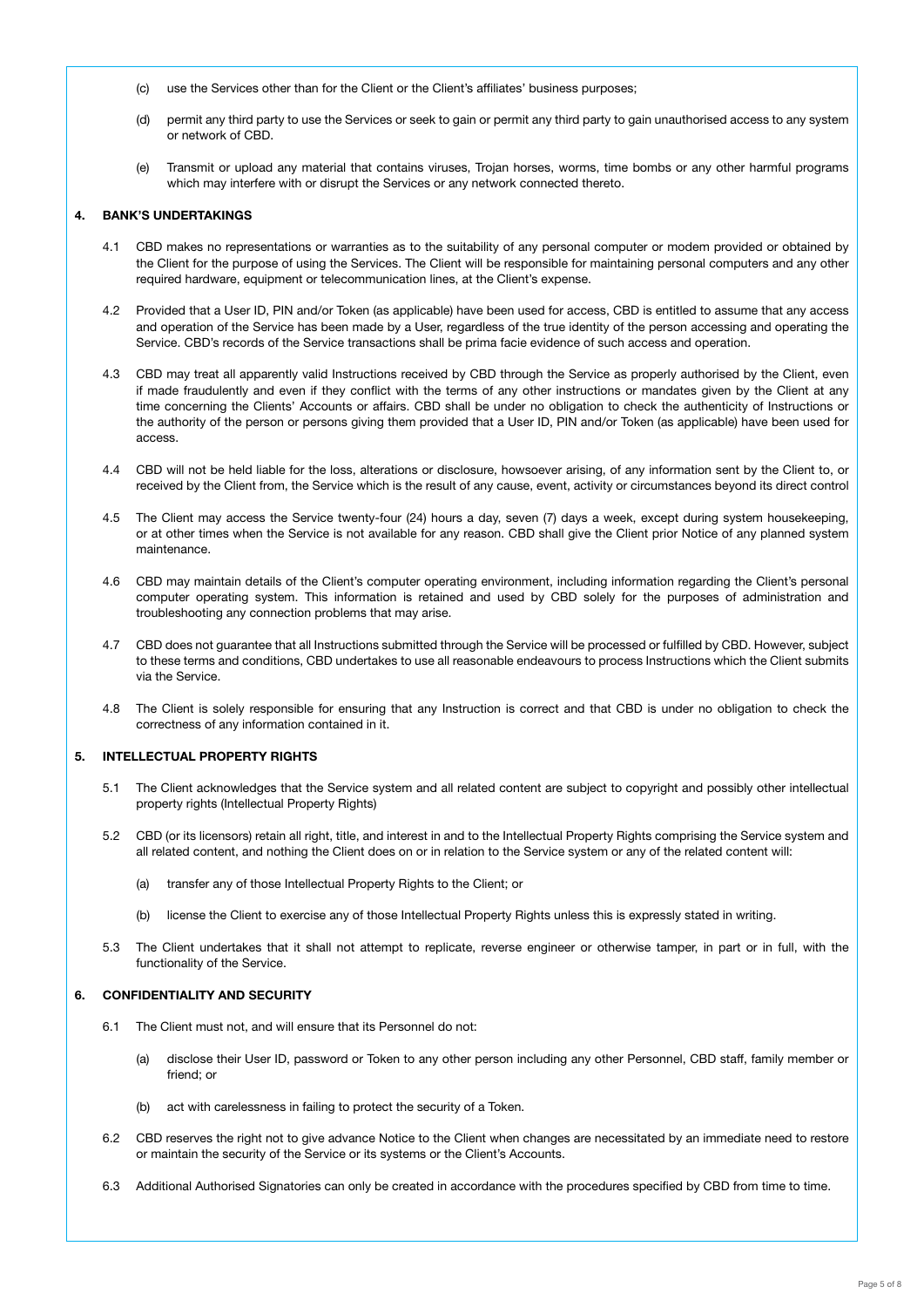(c) use the Services other than for the Client or the Client's affiliates' business purposes;

(d) permit any third party to use the Services or seek to gain or permit any third party to gain unauthorised access to any system or network of CBD.

(e) Transmit or upload any material that contains viruses, Trojan horses, worms, time bombs or any other harmful programs which may interfere with or disrupt the Services or any network connected thereto.

## 4. BANK'S UNDERTAKINGS

4.1 CBD makes no representations or warranties as to the suitability of any personal computer or modem provided or obtained by the Client for the purpose of using the Services. The Client will be responsible for maintaining personal computers and any other required hardware, equipment or telecommunication lines, at the Client's expense.

4.2 Provided that a User ID, PIN and/or Token (as applicable) have been used for access, CBD is entitled to assume that any access and operation of the Service has been made by a User, regardless of the true identity of the person accessing and operating the Service. CBD's records of the Service transactions shall be prima facie evidence of such access and operation.

4.3 CBD may treat all apparently valid Instructions received by CBD through the Service as properly authorised by the Client, even if made fraudulently and even if they conflict with the terms of any other instructions or mandates given by the Client at any time concerning the Clients' Accounts or affairs. CBD shall be under no obligation to check the authenticity of Instructions or the authority of the person or persons giving them provided that a User ID, PIN and/or Token (as applicable) have been used for access.

4.4 CBD will not be held liable for the loss, alterations or disclosure, howsoever arising, of any information sent by the Client to, or received by the Client from, the Service which is the result of any cause, event, activity or circumstances beyond its direct control

4.5 The Client may access the Service twenty-four (24) hours a day, seven (7) days a week, except during system housekeeping, or at other times when the Service is not available for any reason. CBD shall give the Client prior Notice of any planned system maintenance.

4.6 CBD may maintain details of the Client's computer operating environment, including information regarding the Client's personal computer operating system. This information is retained and used by CBD solely for the purposes of administration and troubleshooting any connection problems that may arise.

4.7 CBD does not guarantee that all Instructions submitted through the Service will be processed or fulfilled by CBD. However, subject to these terms and conditions, CBD undertakes to use all reasonable endeavours to process Instructions which the Client submits via the Service.

4.8 The Client is solely responsible for ensuring that any Instruction is correct and that CBD is under no obligation to check the correctness of any information contained in it.

## 5. INTELLECTUAL PROPERTY RIGHTS

5.1 The Client acknowledges that the Service system and all related content are subject to copyright and possibly other intellectual property rights (Intellectual Property Rights)

5.2 CBD (or its licensors) retain all right, title, and interest in and to the Intellectual Property Rights comprising the Service system and all related content, and nothing the Client does on or in relation to the Service system or any of the related content will:

(a) transfer any of those Intellectual Property Rights to the Client; or

(b) license the Client to exercise any of those Intellectual Property Rights unless this is expressly stated in writing.

5.3 The Client undertakes that it shall not attempt to replicate, reverse engineer or otherwise tamper, in part or in full, with the functionality of the Service.

## 6. CONFIDENTIALITY AND SECURITY

6.1 The Client must not, and will ensure that its Personnel do not:

(a) disclose their User ID, password or Token to any other person including any other Personnel, CBD staff, family member or friend; or

(b) act with carelessness in failing to protect the security of a Token.

6.2 CBD reserves the right not to give advance Notice to the Client when changes are necessitated by an immediate need to restore or maintain the security of the Service or its systems or the Client's Accounts.

6.3 Additional Authorised Signatories can only be created in accordance with the procedures specified by CBD from time to time.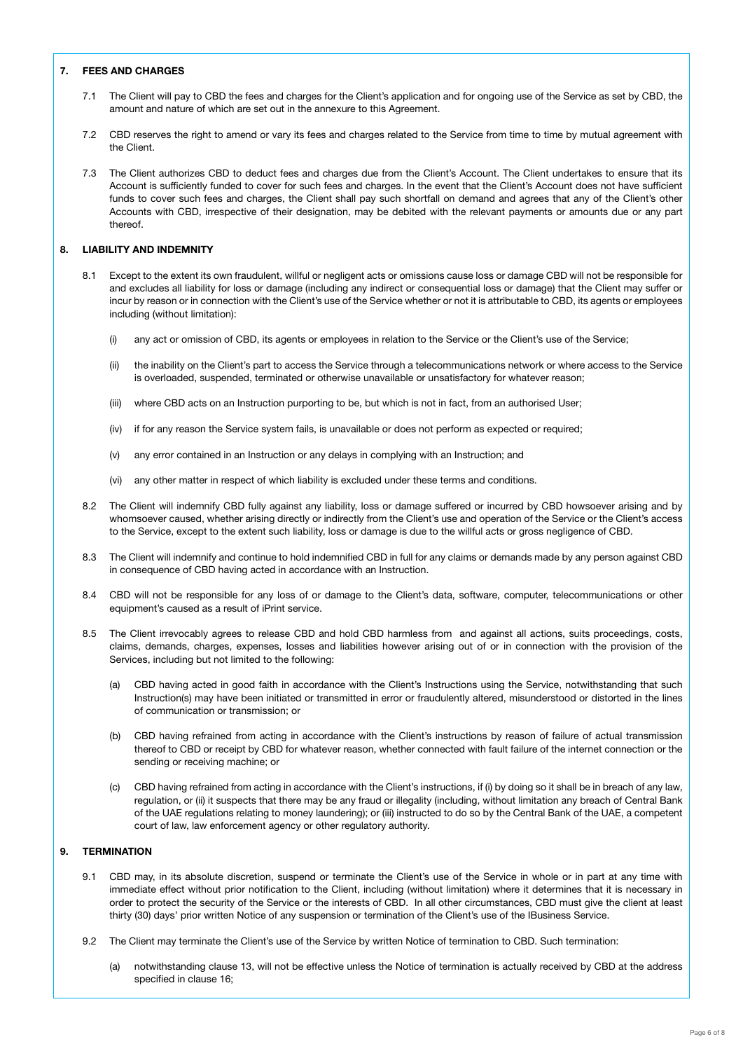## 7. FEES AND CHARGES

7.1 The Client will pay to CBD the fees and charges for the Client's application and for ongoing use of the Service as set by CBD, the amount and nature of which are set out in the annexure to this Agreement.

7.2 CBD reserves the right to amend or vary its fees and charges related to the Service from time to time by mutual agreement with the Client.

7.3 The Client authorizes CBD to deduct fees and charges due from the Client's Account. The Client undertakes to ensure that its Account is sufficiently funded to cover for such fees and charges. In the event that the Client's Account does not have sufficient funds to cover such fees and charges, the Client shall pay such shortfall on demand and agrees that any of the Client's other Accounts with CBD, irrespective of their designation, may be debited with the relevant payments or amounts due or any part thereof.

## 8. LIABILITY AND INDEMNITY

8.1 Except to the extent its own fraudulent, willful or negligent acts or omissions cause loss or damage CBD will not be responsible for and excludes all liability for loss or damage (including any indirect or consequential loss or damage) that the Client may suffer or incur by reason or in connection with the Client's use of the Service whether or not it is attributable to CBD, its agents or employees including (without limitation):

(i) any act or omission of CBD, its agents or employees in relation to the Service or the Client's use of the Service;

(ii) the inability on the Client's part to access the Service through a telecommunications network or where access to the Service is overloaded, suspended, terminated or otherwise unavailable or unsatisfactory for whatever reason;

(iii) where CBD acts on an Instruction purporting to be, but which is not in fact, from an authorised User;

(iv) if for any reason the Service system fails, is unavailable or does not perform as expected or required;

(v) any error contained in an Instruction or any delays in complying with an Instruction; and

(vi) any other matter in respect of which liability is excluded under these terms and conditions.

8.2 The Client will indemnify CBD fully against any liability, loss or damage suffered or incurred by CBD howsoever arising and by whomsoever caused, whether arising directly or indirectly from the Client's use and operation of the Service or the Client's access to the Service, except to the extent such liability, loss or damage is due to the willful acts or gross negligence of CBD.

8.3 The Client will indemnify and continue to hold indemnified CBD in full for any claims or demands made by any person against CBD in consequence of CBD having acted in accordance with an Instruction.

8.4 CBD will not be responsible for any loss of or damage to the Client's data, software, computer, telecommunications or other equipment's caused as a result of iPrint service.

8.5 The Client irrevocably agrees to release CBD and hold CBD harmless from and against all actions, suits proceedings, costs, claims, demands, charges, expenses, losses and liabilities however arising out of or in connection with the provision of the Services, including but not limited to the following:

(a) CBD having acted in good faith in accordance with the Client's Instructions using the Service, notwithstanding that such Instruction(s) may have been initiated or transmitted in error or fraudulently altered, misunderstood or distorted in the lines of communication or transmission; or

(b) CBD having refrained from acting in accordance with the Client's instructions by reason of failure of actual transmission thereof to CBD or receipt by CBD for whatever reason, whether connected with fault failure of the internet connection or the sending or receiving machine; or

(c) CBD having refrained from acting in accordance with the Client's instructions, if (i) by doing so it shall be in breach of any law, regulation, or (ii) it suspects that there may be any fraud or illegality (including, without limitation any breach of Central Bank of the UAE regulations relating to money laundering); or (iii) instructed to do so by the Central Bank of the UAE, a competent court of law, law enforcement agency or other regulatory authority.

## 9. TERMINATION

9.1 CBD may, in its absolute discretion, suspend or terminate the Client's use of the Service in whole or in part at any time with immediate effect without prior notification to the Client, including (without limitation) where it determines that it is necessary in order to protect the security of the Service or the interests of CBD. In all other circumstances, CBD must give the client at least thirty (30) days' prior written Notice of any suspension or termination of the Client's use of the IBusiness Service.

9.2 The Client may terminate the Client's use of the Service by written Notice of termination to CBD. Such termination:

(a) notwithstanding clause 13, will not be effective unless the Notice of termination is actually received by CBD at the address specified in clause 16;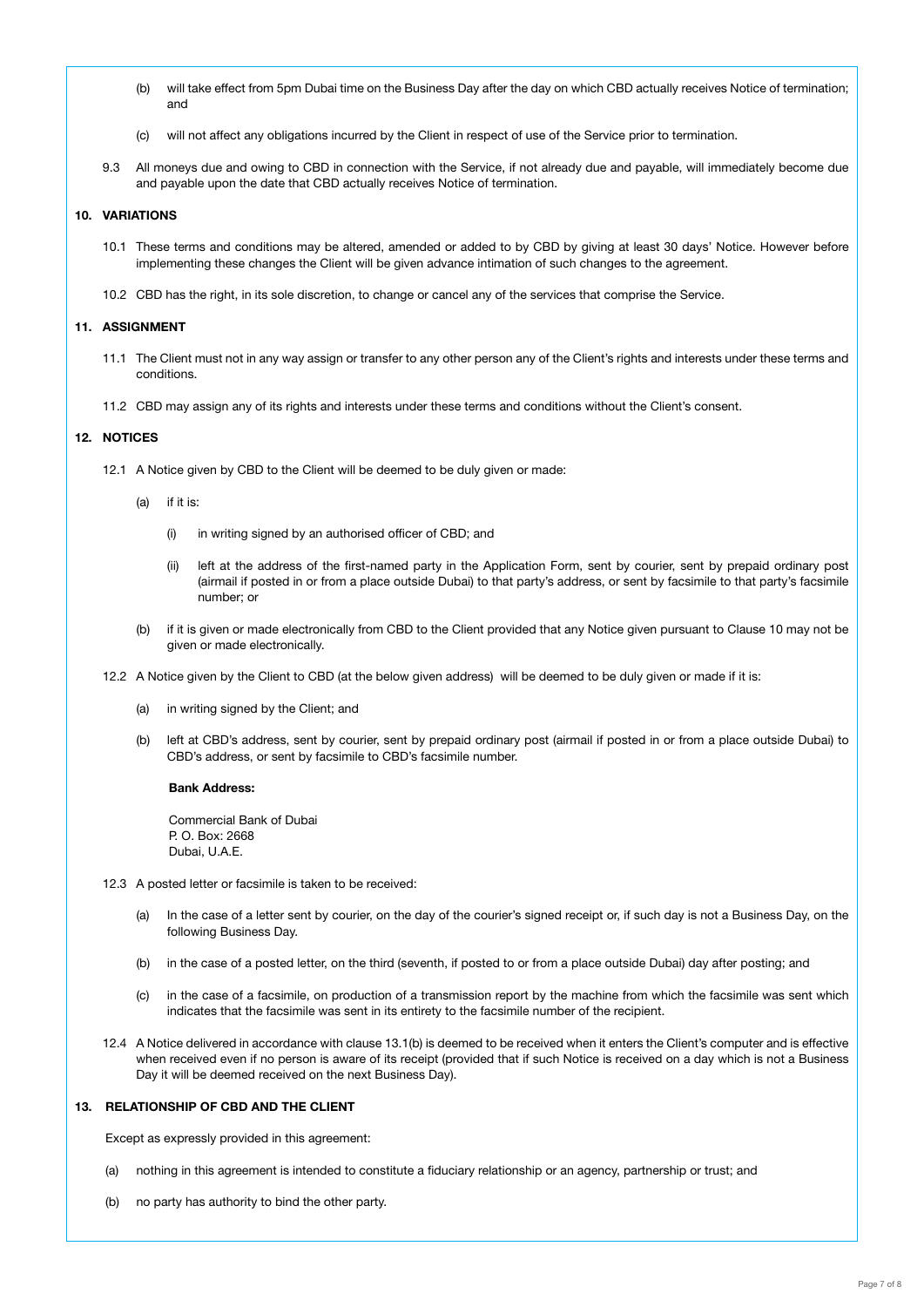(b) will take effect from 5pm Dubai time on the Business Day after the day on which CBD actually receives Notice of termination; and

(c) will not affect any obligations incurred by the Client in respect of use of the Service prior to termination.

9.3 All moneys due and owing to CBD in connection with the Service, if not already due and payable, will immediately become due and payable upon the date that CBD actually receives Notice of termination.

## 10. VARIATIONS

10.1 These terms and conditions may be altered, amended or added to by CBD by giving at least 30 days' Notice. However before implementing these changes the Client will be given advance intimation of such changes to the agreement.

10.2 CBD has the right, in its sole discretion, to change or cancel any of the services that comprise the Service.

## 11. ASSIGNMENT

11.1 The Client must not in any way assign or transfer to any other person any of the Client's rights and interests under these terms and conditions.

11.2 CBD may assign any of its rights and interests under these terms and conditions without the Client's consent.

## 12. NOTICES

12.1 A Notice given by CBD to the Client will be deemed to be duly given or made:

(a) if it is:

(i) in writing signed by an authorised officer of CBD; and

(ii) left at the address of the first-named party in the Application Form, sent by courier, sent by prepaid ordinary post (airmail if posted in or from a place outside Dubai) to that party's address, or sent by facsimile to that party's facsimile number; or

(b) if it is given or made electronically from CBD to the Client provided that any Notice given pursuant to Clause 10 may not be given or made electronically.

12.2 A Notice given by the Client to CBD (at the below given address) will be deemed to be duly given or made if it is:

(a) in writing signed by the Client; and

(b) left at CBD's address, sent by courier, sent by prepaid ordinary post (airmail if posted in or from a place outside Dubai) to CBD's address, or sent by facsimile to CBD's facsimile number.

**Bank Address:**

Commercial Bank of Dubai
P. O. Box: 2668
Dubai, U.A.E.

12.3 A posted letter or facsimile is taken to be received:

(a) In the case of a letter sent by courier, on the day of the courier's signed receipt or, if such day is not a Business Day, on the following Business Day.

(b) in the case of a posted letter, on the third (seventh, if posted to or from a place outside Dubai) day after posting; and

(c) in the case of a facsimile, on production of a transmission report by the machine from which the facsimile was sent which indicates that the facsimile was sent in its entirety to the facsimile number of the recipient.

12.4 A Notice delivered in accordance with clause 13.1(b) is deemed to be received when it enters the Client's computer and is effective when received even if no person is aware of its receipt (provided that if such Notice is received on a day which is not a Business Day it will be deemed received on the next Business Day).

## 13. RELATIONSHIP OF CBD AND THE CLIENT

Except as expressly provided in this agreement:

(a) nothing in this agreement is intended to constitute a fiduciary relationship or an agency, partnership or trust; and

(b) no party has authority to bind the other party.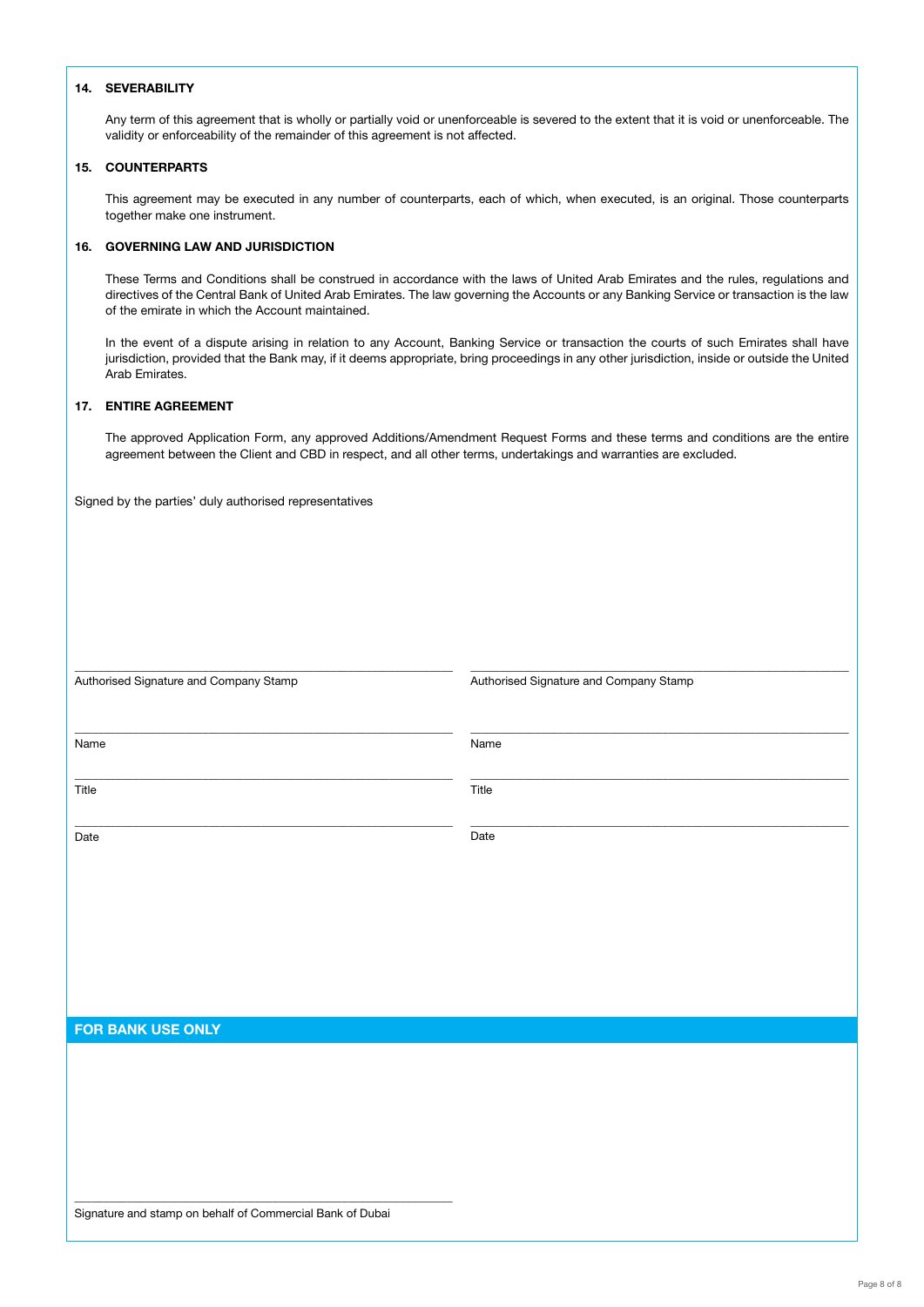### 14. SEVERABILITY

Any term of this agreement that is wholly or partially void or unenforceable is severed to the extent that it is void or unenforceable. The validity or enforceability of the remainder of this agreement is not affected.

### 15. COUNTERPARTS

This agreement may be executed in any number of counterparts, each of which, when executed, is an original. Those counterparts together make one instrument.

### 16. GOVERNING LAW AND JURISDICTION

These Terms and Conditions shall be construed in accordance with the laws of United Arab Emirates and the rules, regulations and directives of the Central Bank of United Arab Emirates. The law governing the Accounts or any Banking Service or transaction is the law of the emirate in which the Account maintained.

In the event of a dispute arising in relation to any Account, Banking Service or transaction the courts of such Emirates shall have jurisdiction, provided that the Bank may, if it deems appropriate, bring proceedings in any other jurisdiction, inside or outside the United Arab Emirates.

### 17. ENTIRE AGREEMENT

The approved Application Form, any approved Additions/Amendment Request Forms and these terms and conditions are the entire agreement between the Client and CBD in respect, and all other terms, undertakings and warranties are excluded.

Signed by the parties' duly authorised representatives

| | |
|---|---|
| ______________________________ | ______________________________ |
| Authorised Signature and Company Stamp | Authorised Signature and Company Stamp |
| ______________________________ | ______________________________ |
| Name | Name |
| ______________________________ | ______________________________ |
| Title | Title |
| ______________________________ | ______________________________ |
| Date | Date |

## FOR BANK USE ONLY

______________________________

Signature and stamp on behalf of Commercial Bank of Dubai